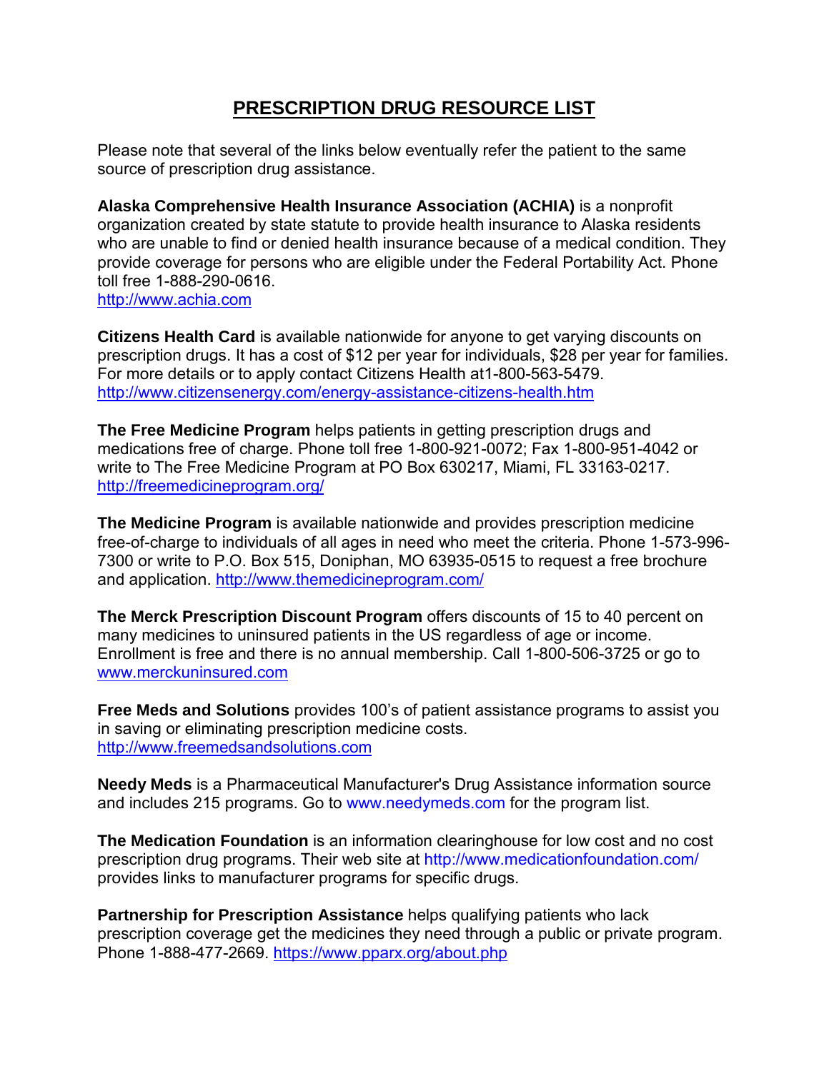# PRESCRIPTION DRUG RESOURCE LIST

Please note that several of the links below eventually refer the patient to the same source of prescription drug assistance.

**Alaska Comprehensive Health Insurance Association (ACHIA)** is a nonprofit organization created by state statute to provide health insurance to Alaska residents who are unable to find or denied health insurance because of a medical condition. They provide coverage for persons who are eligible under the Federal Portability Act. Phone toll free 1-888-290-0616.
http://www.achia.com

**Citizens Health Card** is available nationwide for anyone to get varying discounts on prescription drugs. It has a cost of $12 per year for individuals, $28 per year for families. For more details or to apply contact Citizens Health at1-800-563-5479.
http://www.citizensenergy.com/energy-assistance-citizens-health.htm

**The Free Medicine Program** helps patients in getting prescription drugs and medications free of charge. Phone toll free 1-800-921-0072; Fax 1-800-951-4042 or write to The Free Medicine Program at PO Box 630217, Miami, FL 33163-0217.
http://freemedicineprogram.org/

**The Medicine Program** is available nationwide and provides prescription medicine free-of-charge to individuals of all ages in need who meet the criteria. Phone 1-573-996-7300 or write to P.O. Box 515, Doniphan, MO 63935-0515 to request a free brochure and application. http://www.themedicineprogram.com/

**The Merck Prescription Discount Program** offers discounts of 15 to 40 percent on many medicines to uninsured patients in the US regardless of age or income. Enrollment is free and there is no annual membership. Call 1-800-506-3725 or go to www.merckuninsured.com

**Free Meds and Solutions** provides 100's of patient assistance programs to assist you in saving or eliminating prescription medicine costs.
http://www.freemedsandsolutions.com

**Needy Meds** is a Pharmaceutical Manufacturer's Drug Assistance information source and includes 215 programs. Go to www.needymeds.com for the program list.

**The Medication Foundation** is an information clearinghouse for low cost and no cost prescription drug programs. Their web site at http://www.medicationfoundation.com/ provides links to manufacturer programs for specific drugs.

**Partnership for Prescription Assistance** helps qualifying patients who lack prescription coverage get the medicines they need through a public or private program. Phone 1-888-477-2669. https://www.pparx.org/about.php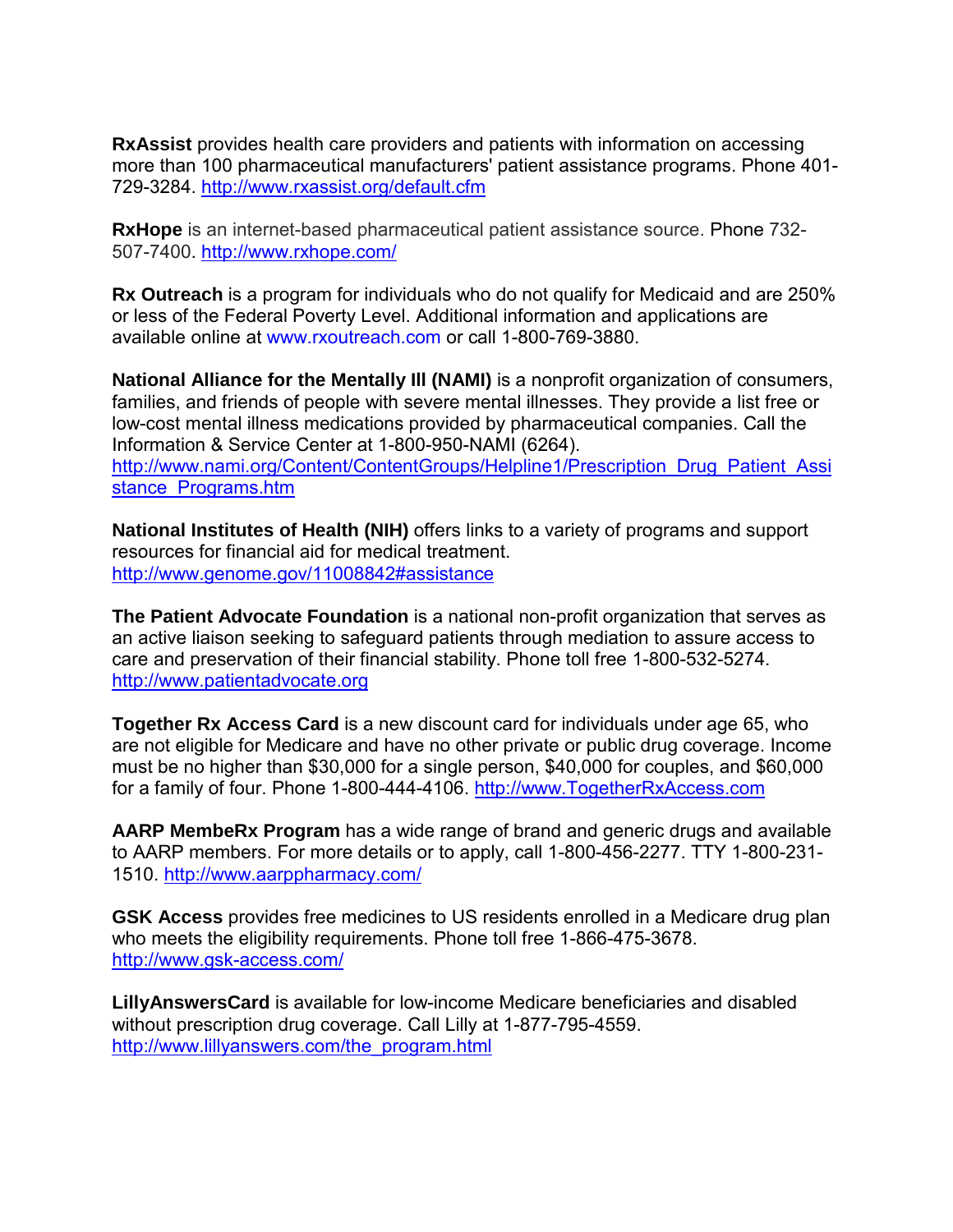**RxAssist** provides health care providers and patients with information on accessing more than 100 pharmaceutical manufacturers' patient assistance programs. Phone 401-729-3284. http://www.rxassist.org/default.cfm

**RxHope** is an internet-based pharmaceutical patient assistance source. Phone 732-507-7400. http://www.rxhope.com/

**Rx Outreach** is a program for individuals who do not qualify for Medicaid and are 250% or less of the Federal Poverty Level. Additional information and applications are available online at www.rxoutreach.com or call 1-800-769-3880.

**National Alliance for the Mentally Ill (NAMI)** is a nonprofit organization of consumers, families, and friends of people with severe mental illnesses. They provide a list free or low-cost mental illness medications provided by pharmaceutical companies. Call the Information & Service Center at 1-800-950-NAMI (6264). http://www.nami.org/Content/ContentGroups/Helpline1/Prescription_Drug_Patient_Assistance_Programs.htm

**National Institutes of Health (NIH)** offers links to a variety of programs and support resources for financial aid for medical treatment. http://www.genome.gov/11008842#assistance

**The Patient Advocate Foundation** is a national non-profit organization that serves as an active liaison seeking to safeguard patients through mediation to assure access to care and preservation of their financial stability. Phone toll free 1-800-532-5274. http://www.patientadvocate.org

**Together Rx Access Card** is a new discount card for individuals under age 65, who are not eligible for Medicare and have no other private or public drug coverage. Income must be no higher than $30,000 for a single person, $40,000 for couples, and $60,000 for a family of four. Phone 1-800-444-4106. http://www.TogetherRxAccess.com

**AARP MembeRx Program** has a wide range of brand and generic drugs and available to AARP members. For more details or to apply, call 1-800-456-2277. TTY 1-800-231-1510. http://www.aarppharmacy.com/

**GSK Access** provides free medicines to US residents enrolled in a Medicare drug plan who meets the eligibility requirements. Phone toll free 1-866-475-3678. http://www.gsk-access.com/

**LillyAnswersCard** is available for low-income Medicare beneficiaries and disabled without prescription drug coverage. Call Lilly at 1-877-795-4559. http://www.lillyanswers.com/the_program.html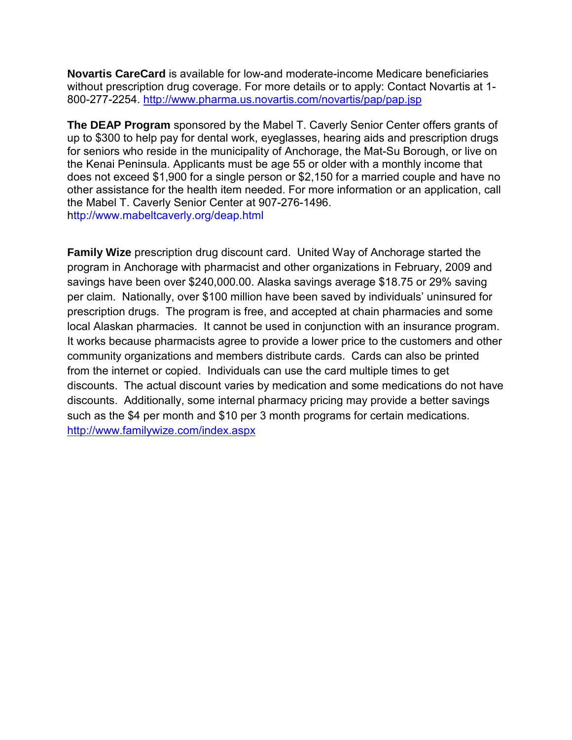**Novartis CareCard** is available for low-and moderate-income Medicare beneficiaries without prescription drug coverage. For more details or to apply: Contact Novartis at 1-800-277-2254. http://www.pharma.us.novartis.com/novartis/pap/pap.jsp

**The DEAP Program** sponsored by the Mabel T. Caverly Senior Center offers grants of up to $300 to help pay for dental work, eyeglasses, hearing aids and prescription drugs for seniors who reside in the municipality of Anchorage, the Mat-Su Borough, or live on the Kenai Peninsula. Applicants must be age 55 or older with a monthly income that does not exceed $1,900 for a single person or $2,150 for a married couple and have no other assistance for the health item needed. For more information or an application, call the Mabel T. Caverly Senior Center at 907-276-1496.
http://www.mabeltcaverly.org/deap.html

**Family Wize** prescription drug discount card. United Way of Anchorage started the program in Anchorage with pharmacist and other organizations in February, 2009 and savings have been over $240,000.00. Alaska savings average $18.75 or 29% saving per claim. Nationally, over $100 million have been saved by individuals' uninsured for prescription drugs. The program is free, and accepted at chain pharmacies and some local Alaskan pharmacies. It cannot be used in conjunction with an insurance program. It works because pharmacists agree to provide a lower price to the customers and other community organizations and members distribute cards. Cards can also be printed from the internet or copied. Individuals can use the card multiple times to get discounts. The actual discount varies by medication and some medications do not have discounts. Additionally, some internal pharmacy pricing may provide a better savings such as the $4 per month and $10 per 3 month programs for certain medications.
http://www.familywize.com/index.aspx